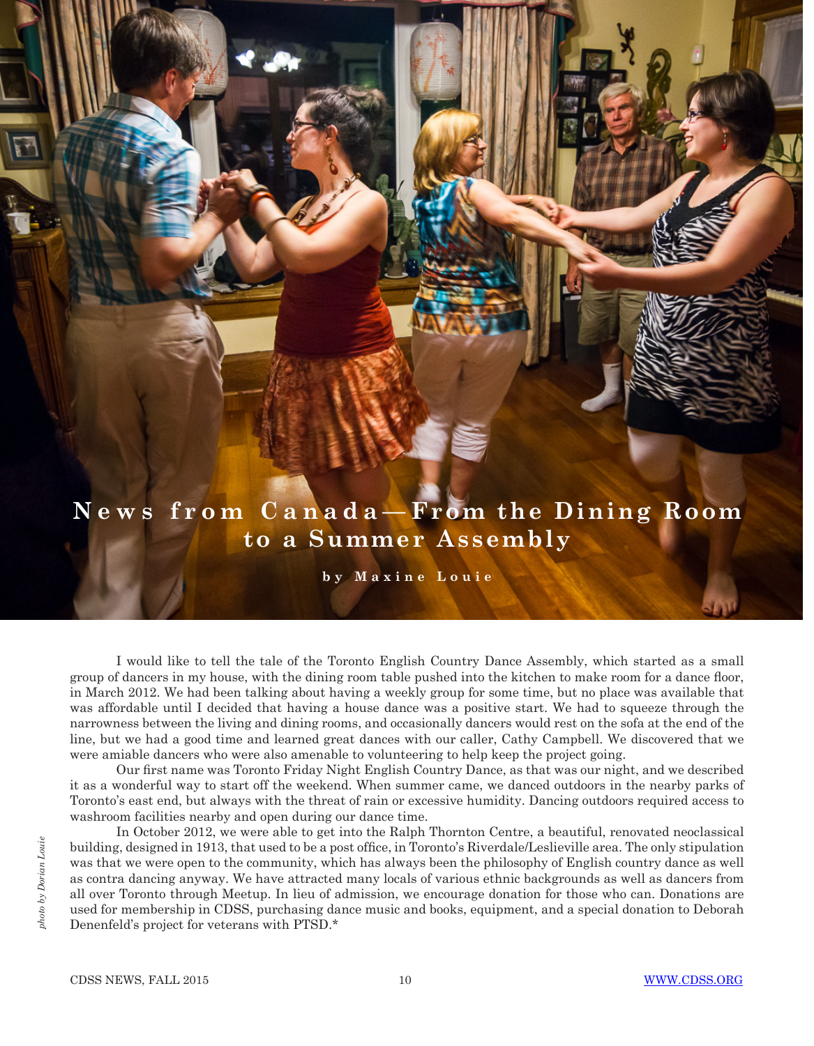# News from Canada—From the Dining Room to a Summer Assembly

**by Maxine Louie**

*photo by Dorian Louie*

I would like to tell the tale of the Toronto English Country Dance Assembly, which started as a small group of dancers in my house, with the dining room table pushed into the kitchen to make room for a dance floor, in March 2012. We had been talking about having a weekly group for some time, but no place was available that was affordable until I decided that having a house dance was a positive start. We had to squeeze through the narrowness between the living and dining rooms, and occasionally dancers would rest on the sofa at the end of the line, but we had a good time and learned great dances with our caller, Cathy Campbell. We discovered that we were amiable dancers who were also amenable to volunteering to help keep the project going.

Our first name was Toronto Friday Night English Country Dance, as that was our night, and we described it as a wonderful way to start off the weekend. When summer came, we danced outdoors in the nearby parks of Toronto's east end, but always with the threat of rain or excessive humidity. Dancing outdoors required access to washroom facilities nearby and open during our dance time.

In October 2012, we were able to get into the Ralph Thornton Centre, a beautiful, renovated neoclassical building, designed in 1913, that used to be a post office, in Toronto's Riverdale/Leslieville area. The only stipulation was that we were open to the community, which has always been the philosophy of English country dance as well as contra dancing anyway. We have attracted many locals of various ethnic backgrounds as well as dancers from all over Toronto through Meetup. In lieu of admission, we encourage donation for those who can. Donations are used for membership in CDSS, purchasing dance music and books, equipment, and a special donation to Deborah Denenfeld's project for veterans with PTSD.*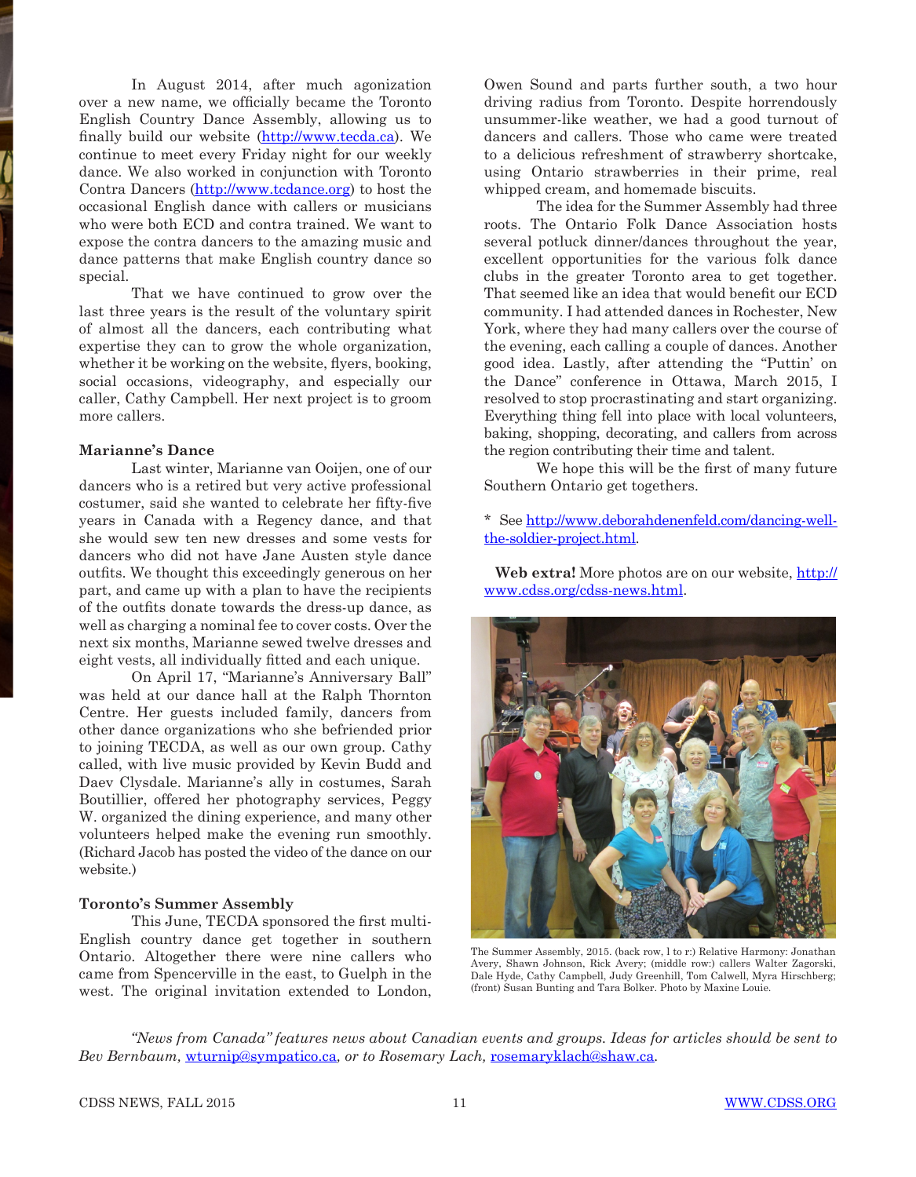In August 2014, after much agonization over a new name, we officially became the Toronto English Country Dance Assembly, allowing us to finally build our website (http://www.tecda.ca). We continue to meet every Friday night for our weekly dance. We also worked in conjunction with Toronto Contra Dancers (http://www.tcdance.org) to host the occasional English dance with callers or musicians who were both ECD and contra trained. We want to expose the contra dancers to the amazing music and dance patterns that make English country dance so special.

That we have continued to grow over the last three years is the result of the voluntary spirit of almost all the dancers, each contributing what expertise they can to grow the whole organization, whether it be working on the website, flyers, booking, social occasions, videography, and especially our caller, Cathy Campbell. Her next project is to groom more callers.

**Marianne's Dance**

Last winter, Marianne van Ooijen, one of our dancers who is a retired but very active professional costumer, said she wanted to celebrate her fifty-five years in Canada with a Regency dance, and that she would sew ten new dresses and some vests for dancers who did not have Jane Austen style dance outfits. We thought this exceedingly generous on her part, and came up with a plan to have the recipients of the outfits donate towards the dress-up dance, as well as charging a nominal fee to cover costs. Over the next six months, Marianne sewed twelve dresses and eight vests, all individually fitted and each unique.

On April 17, "Marianne's Anniversary Ball" was held at our dance hall at the Ralph Thornton Centre. Her guests included family, dancers from other dance organizations who she befriended prior to joining TECDA, as well as our own group. Cathy called, with live music provided by Kevin Budd and Daev Clysdale. Marianne's ally in costumes, Sarah Boutillier, offered her photography services, Peggy W. organized the dining experience, and many other volunteers helped make the evening run smoothly. (Richard Jacob has posted the video of the dance on our website.)

**Toronto's Summer Assembly**

This June, TECDA sponsored the first multi-English country dance get together in southern Ontario. Altogether there were nine callers who came from Spencerville in the east, to Guelph in the west. The original invitation extended to London, Owen Sound and parts further south, a two hour driving radius from Toronto. Despite horrendously unsummer-like weather, we had a good turnout of dancers and callers. Those who came were treated to a delicious refreshment of strawberry shortcake, using Ontario strawberries in their prime, real whipped cream, and homemade biscuits.

The idea for the Summer Assembly had three roots. The Ontario Folk Dance Association hosts several potluck dinner/dances throughout the year, excellent opportunities for the various folk dance clubs in the greater Toronto area to get together. That seemed like an idea that would benefit our ECD community. I had attended dances in Rochester, New York, where they had many callers over the course of the evening, each calling a couple of dances. Another good idea. Lastly, after attending the "Puttin' on the Dance" conference in Ottawa, March 2015, I resolved to stop procrastinating and start organizing. Everything thing fell into place with local volunteers, baking, shopping, decorating, and callers from across the region contributing their time and talent.

We hope this will be the first of many future Southern Ontario get togethers.

\* See http://www.deborahdenenfeld.com/dancing-well-the-soldier-project.html.

**Web extra!** More photos are on our website, http://www.cdss.org/cdss-news.html.

The Summer Assembly, 2015. (back row, l to r:) Relative Harmony: Jonathan Avery, Shawn Johnson, Rick Avery; (middle row:) callers Walter Zagorski, Dale Hyde, Cathy Campbell, Judy Greenhill, Tom Calwell, Myra Hirschberg; (front) Susan Bunting and Tara Bolker. Photo by Maxine Louie.

*"News from Canada" features news about Canadian events and groups. Ideas for articles should be sent to Bev Bernbaum,* wturnip@sympatico.ca, *or to Rosemary Lach,* rosemaryklach@shaw.ca.